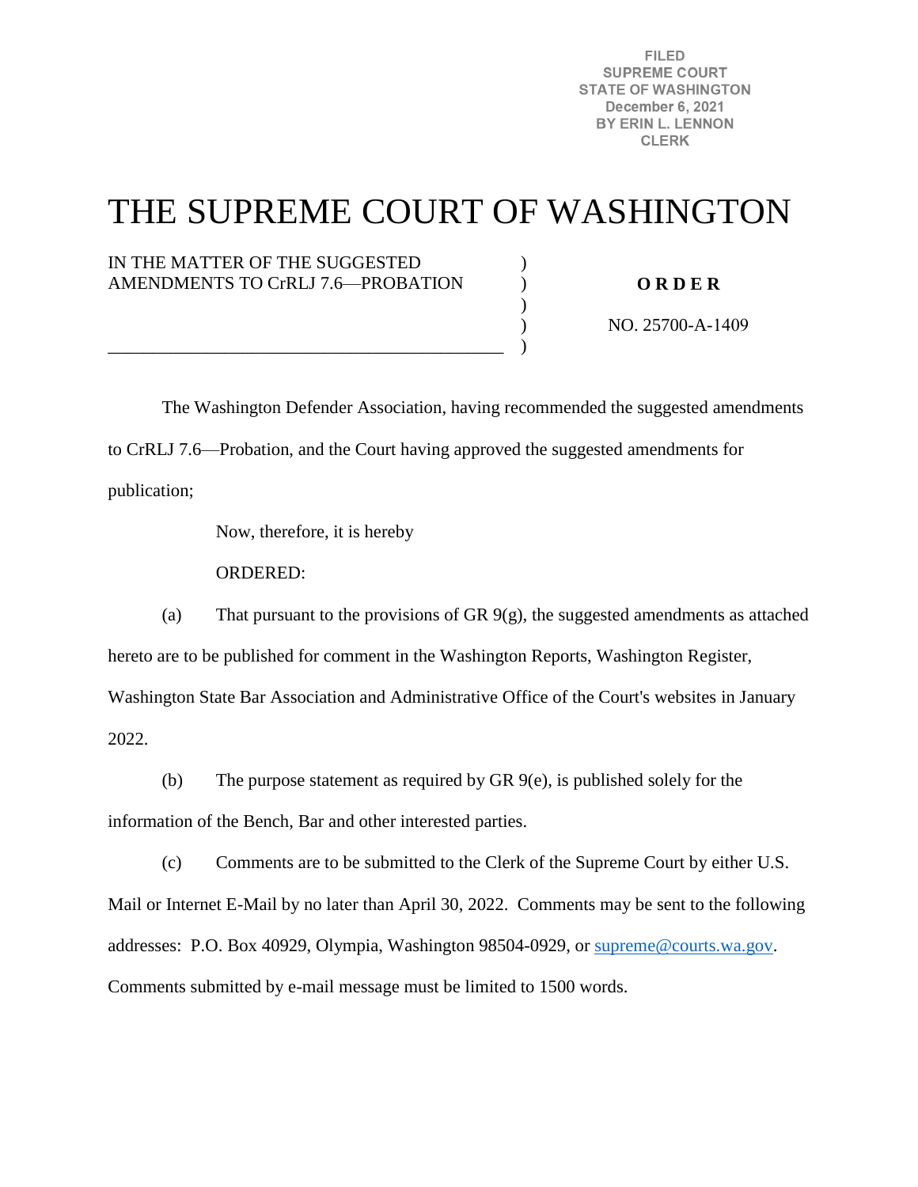FILED
SUPREME COURT
STATE OF WASHINGTON
December 6, 2021
BY ERIN L. LENNON
CLERK

# THE SUPREME COURT OF WASHINGTON

IN THE MATTER OF THE SUGGESTED AMENDMENTS TO CrRLJ 7.6—PROBATION

**O R D E R**

NO. 25700-A-1409

The Washington Defender Association, having recommended the suggested amendments to CrRLJ 7.6—Probation, and the Court having approved the suggested amendments for publication;

Now, therefore, it is hereby

ORDERED:

(a) That pursuant to the provisions of GR 9(g), the suggested amendments as attached hereto are to be published for comment in the Washington Reports, Washington Register, Washington State Bar Association and Administrative Office of the Court's websites in January 2022.

(b) The purpose statement as required by GR 9(e), is published solely for the information of the Bench, Bar and other interested parties.

(c) Comments are to be submitted to the Clerk of the Supreme Court by either U.S. Mail or Internet E-Mail by no later than April 30, 2022. Comments may be sent to the following addresses: P.O. Box 40929, Olympia, Washington 98504-0929, or supreme@courts.wa.gov. Comments submitted by e-mail message must be limited to 1500 words.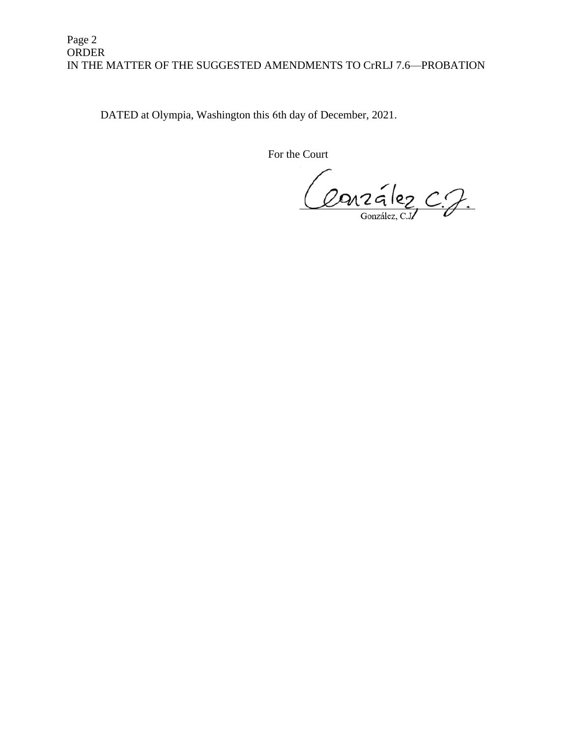DATED at Olympia, Washington this 6th day of December, 2021.

For the Court

González, C.J.

González, C.J.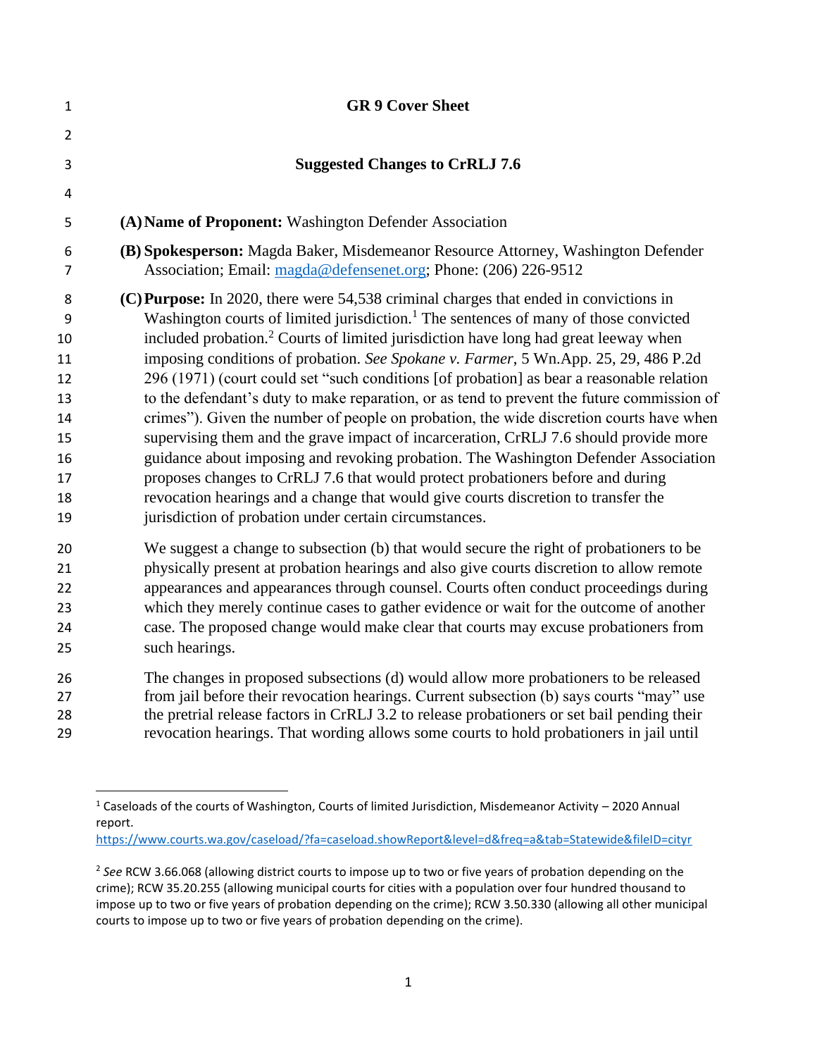# GR 9 Cover Sheet

## Suggested Changes to CrRLJ 7.6

**(A) Name of Proponent:** Washington Defender Association

**(B) Spokesperson:** Magda Baker, Misdemeanor Resource Attorney, Washington Defender Association; Email: magda@defensenet.org; Phone: (206) 226-9512

**(C) Purpose:** In 2020, there were 54,538 criminal charges that ended in convictions in Washington courts of limited jurisdiction.[1] The sentences of many of those convicted included probation.[2] Courts of limited jurisdiction have long had great leeway when imposing conditions of probation. *See Spokane v. Farmer*, 5 Wn.App. 25, 29, 486 P.2d 296 (1971) (court could set "such conditions [of probation] as bear a reasonable relation to the defendant's duty to make reparation, or as tend to prevent the future commission of crimes"). Given the number of people on probation, the wide discretion courts have when supervising them and the grave impact of incarceration, CrRLJ 7.6 should provide more guidance about imposing and revoking probation. The Washington Defender Association proposes changes to CrRLJ 7.6 that would protect probationers before and during revocation hearings and a change that would give courts discretion to transfer the jurisdiction of probation under certain circumstances.

We suggest a change to subsection (b) that would secure the right of probationers to be physically present at probation hearings and also give courts discretion to allow remote appearances and appearances through counsel. Courts often conduct proceedings during which they merely continue cases to gather evidence or wait for the outcome of another case. The proposed change would make clear that courts may excuse probationers from such hearings.

The changes in proposed subsections (d) would allow more probationers to be released from jail before their revocation hearings. Current subsection (b) says courts "may" use the pretrial release factors in CrRLJ 3.2 to release probationers or set bail pending their revocation hearings. That wording allows some courts to hold probationers in jail until

---

[1] Caseloads of the courts of Washington, Courts of limited Jurisdiction, Misdemeanor Activity – 2020 Annual report.
https://www.courts.wa.gov/caseload/?fa=caseload.showReport&level=d&freq=a&tab=Statewide&fileID=cityr

[2] *See* RCW 3.66.068 (allowing district courts to impose up to two or five years of probation depending on the crime); RCW 35.20.255 (allowing municipal courts for cities with a population over four hundred thousand to impose up to two or five years of probation depending on the crime); RCW 3.50.330 (allowing all other municipal courts to impose up to two or five years of probation depending on the crime).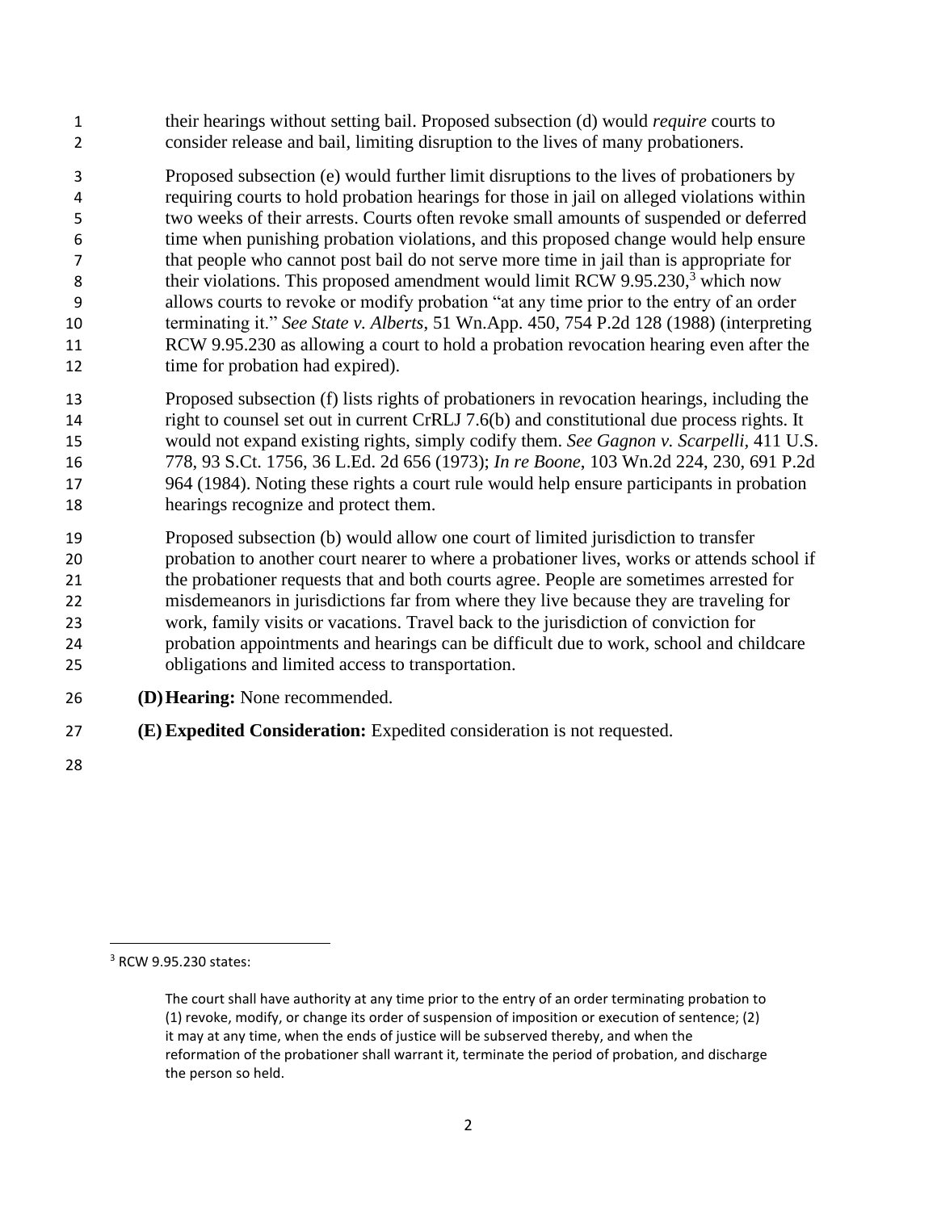their hearings without setting bail. Proposed subsection (d) would *require* courts to consider release and bail, limiting disruption to the lives of many probationers.

Proposed subsection (e) would further limit disruptions to the lives of probationers by requiring courts to hold probation hearings for those in jail on alleged violations within two weeks of their arrests. Courts often revoke small amounts of suspended or deferred time when punishing probation violations, and this proposed change would help ensure that people who cannot post bail do not serve more time in jail than is appropriate for their violations. This proposed amendment would limit RCW 9.95.230,[3] which now allows courts to revoke or modify probation "at any time prior to the entry of an order terminating it." *See State v. Alberts*, 51 Wn.App. 450, 754 P.2d 128 (1988) (interpreting RCW 9.95.230 as allowing a court to hold a probation revocation hearing even after the time for probation had expired).

Proposed subsection (f) lists rights of probationers in revocation hearings, including the right to counsel set out in current CrRLJ 7.6(b) and constitutional due process rights. It would not expand existing rights, simply codify them. *See Gagnon v. Scarpelli*, 411 U.S. 778, 93 S.Ct. 1756, 36 L.Ed. 2d 656 (1973); *In re Boone*, 103 Wn.2d 224, 230, 691 P.2d 964 (1984). Noting these rights a court rule would help ensure participants in probation hearings recognize and protect them.

Proposed subsection (b) would allow one court of limited jurisdiction to transfer probation to another court nearer to where a probationer lives, works or attends school if the probationer requests that and both courts agree. People are sometimes arrested for misdemeanors in jurisdictions far from where they live because they are traveling for work, family visits or vacations. Travel back to the jurisdiction of conviction for probation appointments and hearings can be difficult due to work, school and childcare obligations and limited access to transportation.

**(D) Hearing:** None recommended.

**(E) Expedited Consideration:** Expedited consideration is not requested.

---

[3] RCW 9.95.230 states:

> The court shall have authority at any time prior to the entry of an order terminating probation to (1) revoke, modify, or change its order of suspension of imposition or execution of sentence; (2) it may at any time, when the ends of justice will be subserved thereby, and when the reformation of the probationer shall warrant it, terminate the period of probation, and discharge the person so held.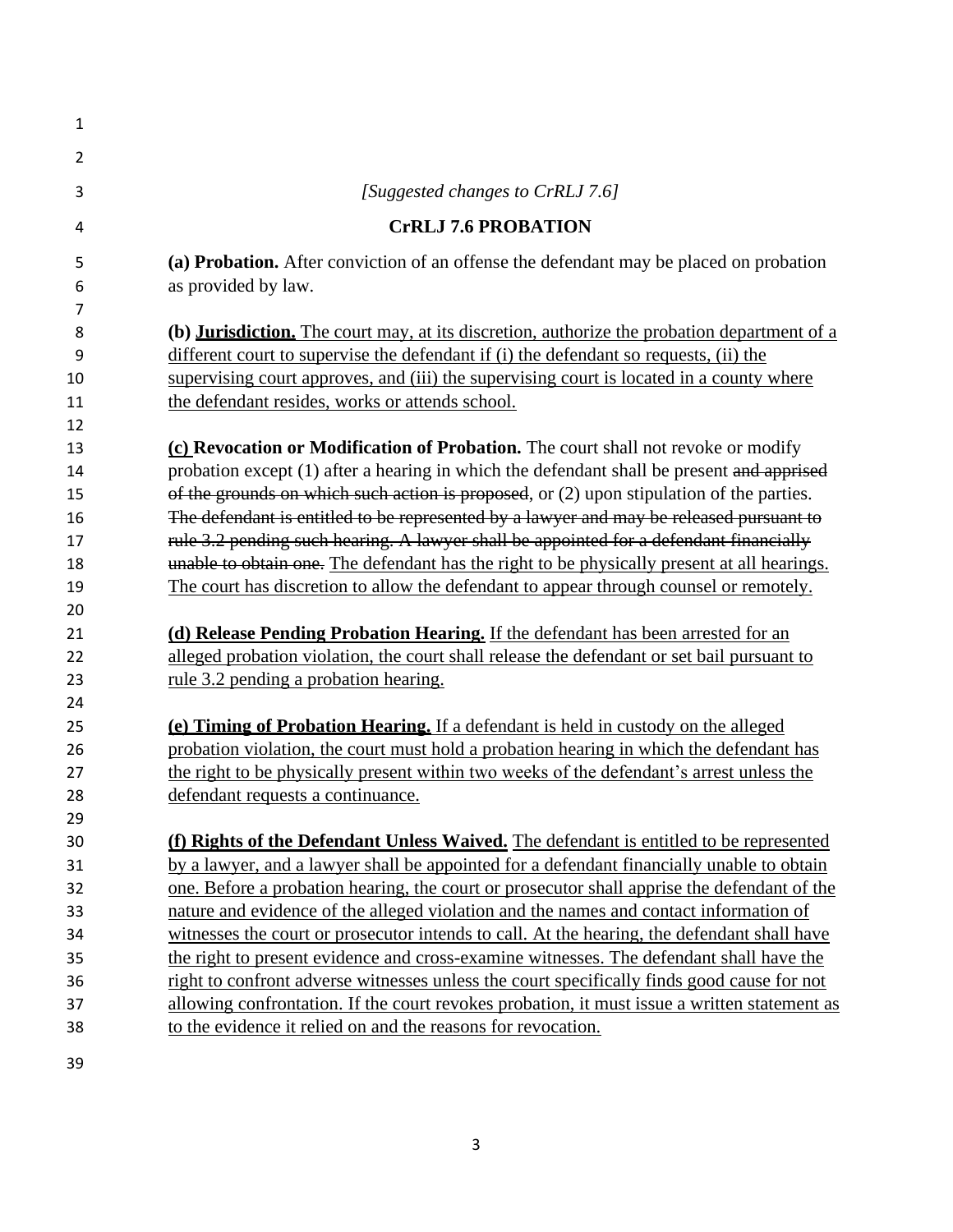*[Suggested changes to CrRLJ 7.6]*

# CrRLJ 7.6 PROBATION

**(a) Probation.** After conviction of an offense the defendant may be placed on probation as provided by law.

<u>**(b) Jurisdiction.** The court may, at its discretion, authorize the probation department of a different court to supervise the defendant if (i) the defendant so requests, (ii) the supervising court approves, and (iii) the supervising court is located in a county where the defendant resides, works or attends school.</u>

<u>**(c)**</u> **Revocation or Modification of Probation.** The court shall not revoke or modify probation except (1) after a hearing in which the defendant shall be present ~~and apprised of the grounds on which such action is proposed~~, or (2) upon stipulation of the parties. ~~The defendant is entitled to be represented by a lawyer and may be released pursuant to rule 3.2 pending such hearing. A lawyer shall be appointed for a defendant financially unable to obtain one.~~ <u>The defendant has the right to be physically present at all hearings. The court has discretion to allow the defendant to appear through counsel or remotely.</u>

<u>**(d) Release Pending Probation Hearing.** If the defendant has been arrested for an alleged probation violation, the court shall release the defendant or set bail pursuant to rule 3.2 pending a probation hearing.</u>

<u>**(e) Timing of Probation Hearing.** If a defendant is held in custody on the alleged probation violation, the court must hold a probation hearing in which the defendant has the right to be physically present within two weeks of the defendant's arrest unless the defendant requests a continuance.</u>

<u>**(f) Rights of the Defendant Unless Waived.** The defendant is entitled to be represented by a lawyer, and a lawyer shall be appointed for a defendant financially unable to obtain one. Before a probation hearing, the court or prosecutor shall apprise the defendant of the nature and evidence of the alleged violation and the names and contact information of witnesses the court or prosecutor intends to call. At the hearing, the defendant shall have the right to present evidence and cross-examine witnesses. The defendant shall have the right to confront adverse witnesses unless the court specifically finds good cause for not allowing confrontation. If the court revokes probation, it must issue a written statement as to the evidence it relied on and the reasons for revocation.</u>